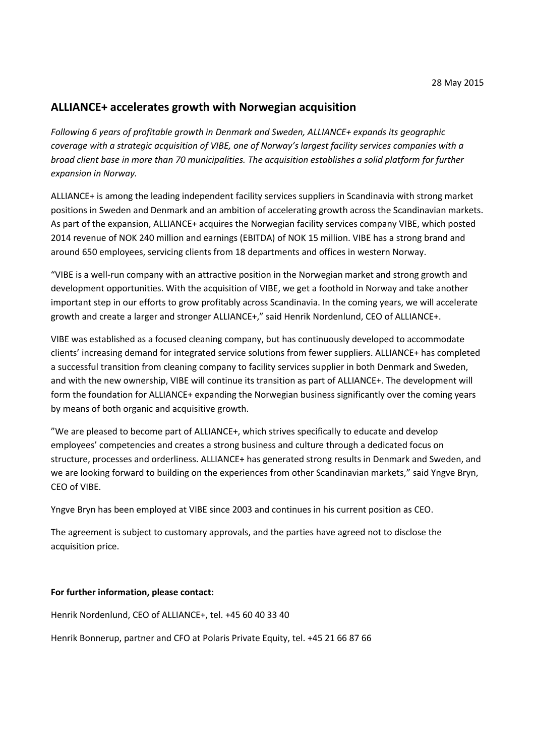28 May 2015

## ALLIANCE+ accelerates growth with Norwegian acquisition

*Following 6 years of profitable growth in Denmark and Sweden, ALLIANCE+ expands its geographic coverage with a strategic acquisition of VIBE, one of Norway's largest facility services companies with a broad client base in more than 70 municipalities. The acquisition establishes a solid platform for further expansion in Norway.*

ALLIANCE+ is among the leading independent facility services suppliers in Scandinavia with strong market positions in Sweden and Denmark and an ambition of accelerating growth across the Scandinavian markets. As part of the expansion, ALLIANCE+ acquires the Norwegian facility services company VIBE, which posted 2014 revenue of NOK 240 million and earnings (EBITDA) of NOK 15 million. VIBE has a strong brand and around 650 employees, servicing clients from 18 departments and offices in western Norway.

"VIBE is a well-run company with an attractive position in the Norwegian market and strong growth and development opportunities. With the acquisition of VIBE, we get a foothold in Norway and take another important step in our efforts to grow profitably across Scandinavia. In the coming years, we will accelerate growth and create a larger and stronger ALLIANCE+," said Henrik Nordenlund, CEO of ALLIANCE+.

VIBE was established as a focused cleaning company, but has continuously developed to accommodate clients' increasing demand for integrated service solutions from fewer suppliers. ALLIANCE+ has completed a successful transition from cleaning company to facility services supplier in both Denmark and Sweden, and with the new ownership, VIBE will continue its transition as part of ALLIANCE+. The development will form the foundation for ALLIANCE+ expanding the Norwegian business significantly over the coming years by means of both organic and acquisitive growth.

"We are pleased to become part of ALLIANCE+, which strives specifically to educate and develop employees' competencies and creates a strong business and culture through a dedicated focus on structure, processes and orderliness. ALLIANCE+ has generated strong results in Denmark and Sweden, and we are looking forward to building on the experiences from other Scandinavian markets," said Yngve Bryn, CEO of VIBE.

Yngve Bryn has been employed at VIBE since 2003 and continues in his current position as CEO.

The agreement is subject to customary approvals, and the parties have agreed not to disclose the acquisition price.

**For further information, please contact:**

Henrik Nordenlund, CEO of ALLIANCE+, tel. +45 60 40 33 40

Henrik Bonnerup, partner and CFO at Polaris Private Equity, tel. +45 21 66 87 66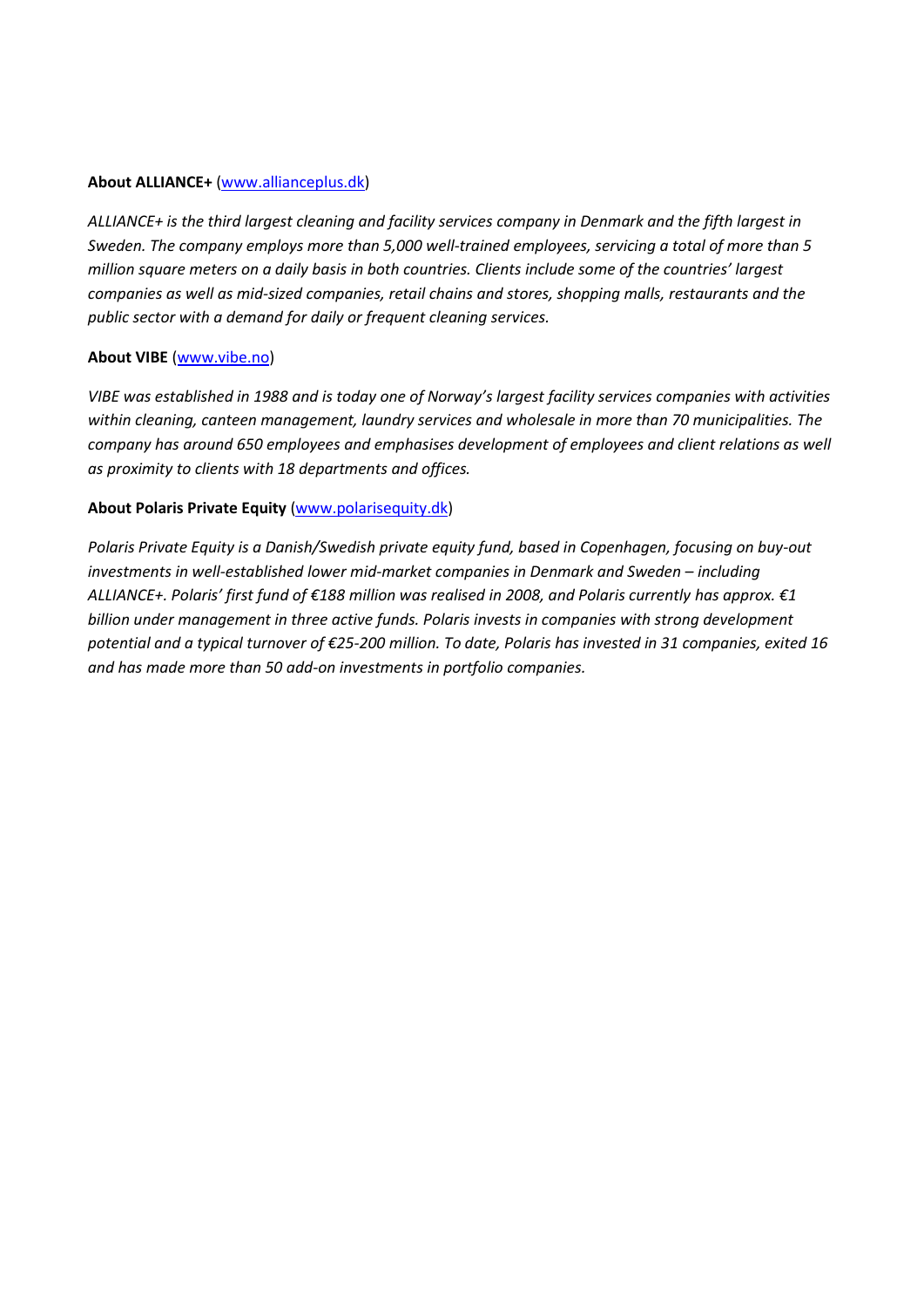**About ALLIANCE+** ([www.allianceplus.dk](www.allianceplus.dk))

*ALLIANCE+ is the third largest cleaning and facility services company in Denmark and the fifth largest in Sweden. The company employs more than 5,000 well-trained employees, servicing a total of more than 5 million square meters on a daily basis in both countries. Clients include some of the countries' largest companies as well as mid-sized companies, retail chains and stores, shopping malls, restaurants and the public sector with a demand for daily or frequent cleaning services.*

**About VIBE** ([www.vibe.no](www.vibe.no))

*VIBE was established in 1988 and is today one of Norway's largest facility services companies with activities within cleaning, canteen management, laundry services and wholesale in more than 70 municipalities. The company has around 650 employees and emphasises development of employees and client relations as well as proximity to clients with 18 departments and offices.*

**About Polaris Private Equity** ([www.polarisequity.dk](www.polarisequity.dk))

*Polaris Private Equity is a Danish/Swedish private equity fund, based in Copenhagen, focusing on buy-out investments in well-established lower mid-market companies in Denmark and Sweden – including ALLIANCE+. Polaris' first fund of €188 million was realised in 2008, and Polaris currently has approx. €1 billion under management in three active funds. Polaris invests in companies with strong development potential and a typical turnover of €25-200 million. To date, Polaris has invested in 31 companies, exited 16 and has made more than 50 add-on investments in portfolio companies.*